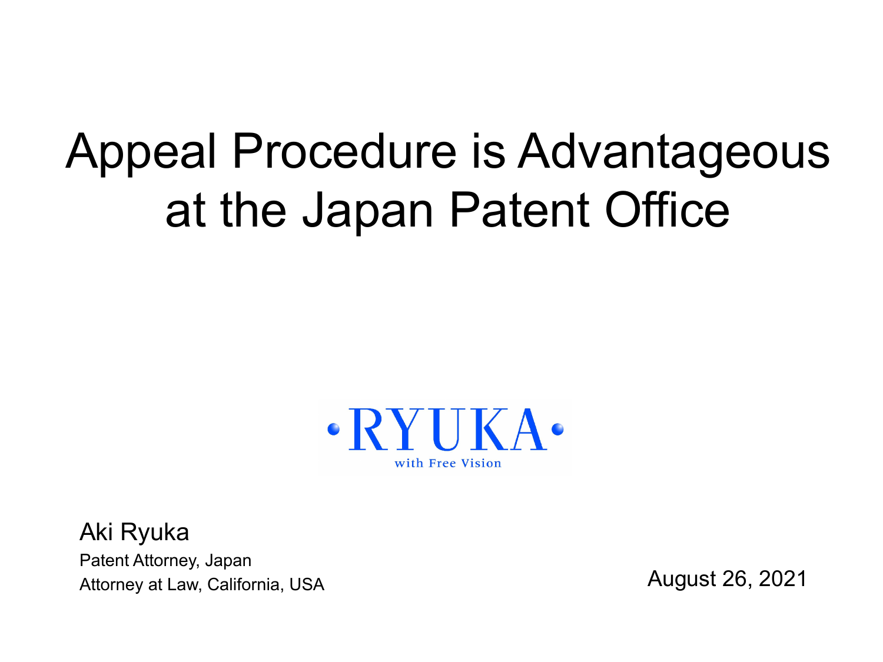# Appeal Procedure is Advantageous at the Japan Patent Office

RYUKA

with Free Vision

Aki Ryuka

Patent Attorney, Japan

Attorney at Law, California, USA

August 26, 2021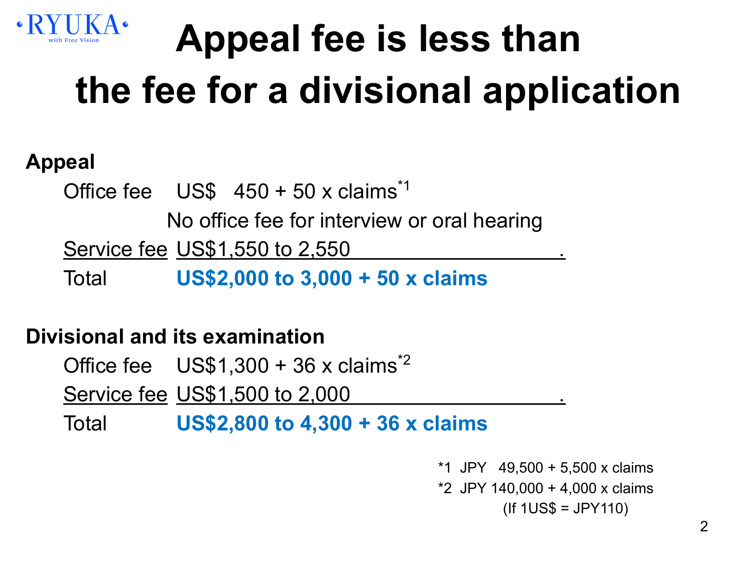# Appeal fee is less than the fee for a divisional application

**Appeal**

| | |
|---|---|
| Office fee | US$ 450 + 50 x claims*1 |
| | No office fee for interview or oral hearing |
| Service fee | US$1,550 to 2,550 |
| Total | **US$2,000 to 3,000 + 50 x claims** |

**Divisional and its examination**

| | |
|---|---|
| Office fee | US$1,300 + 36 x claims*2 |
| Service fee | US$1,500 to 2,000 |
| Total | **US$2,800 to 4,300 + 36 x claims** |

*1 JPY 49,500 + 5,500 x claims
*2 JPY 140,000 + 4,000 x claims
(If 1US$ = JPY110)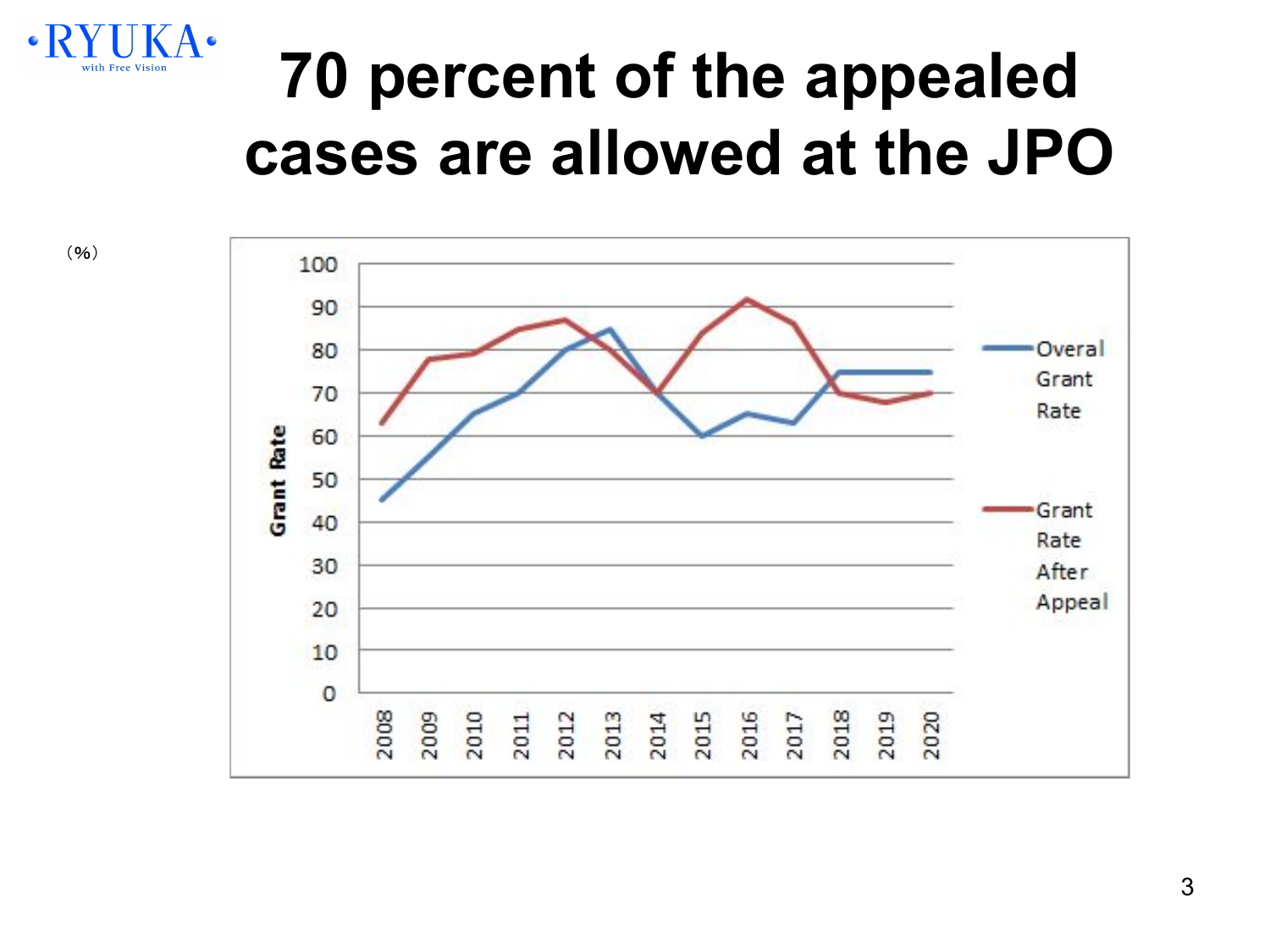# 70 percent of the appealed cases are allowed at the JPO

（%）

Grant Rate

100
90
80
70
60
50
40
30
20
10
0

2008 2009 2010 2011 2012 2013 2014 2015 2016 2017 2018 2019 2020

Overal Grant Rate

Grant Rate After Appeal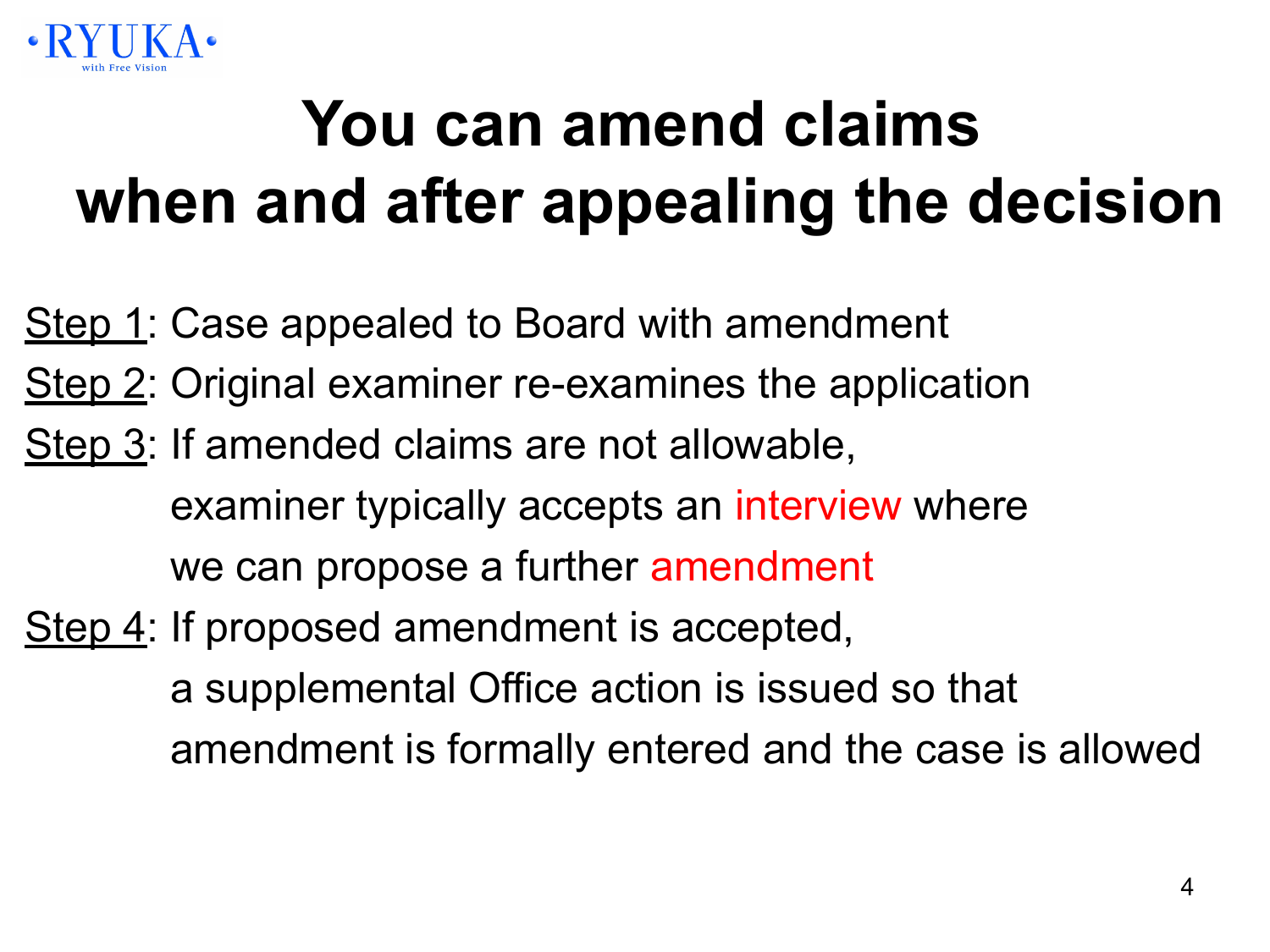# You can amend claims when and after appealing the decision

Step 1: Case appealed to Board with amendment

Step 2: Original examiner re-examines the application

Step 3: If amended claims are not allowable,
examiner typically accepts an interview where
we can propose a further amendment

Step 4: If proposed amendment is accepted,
a supplemental Office action is issued so that
amendment is formally entered and the case is allowed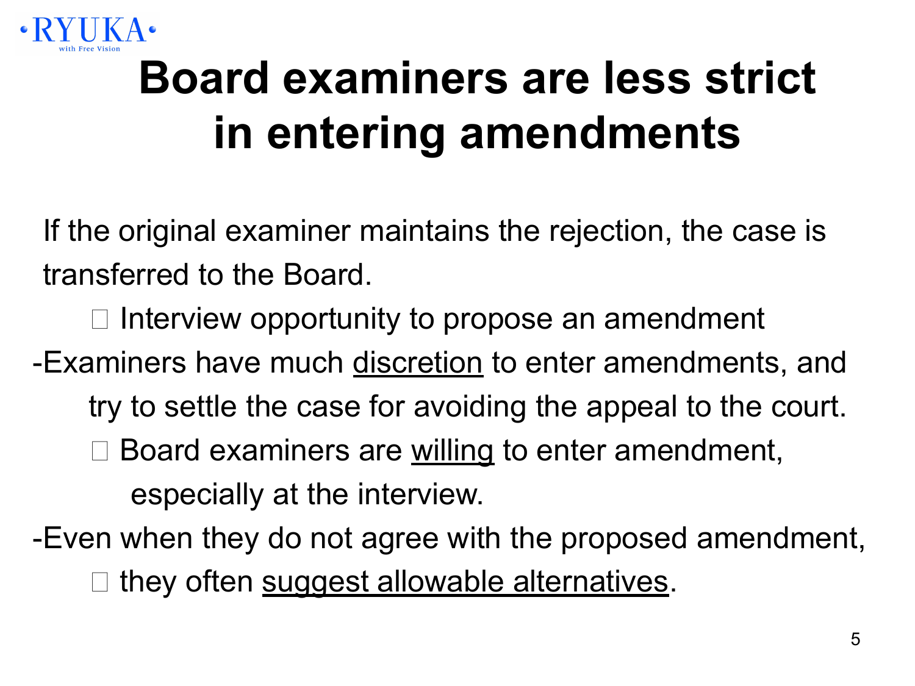# Board examiners are less strict in entering amendments

If the original examiner maintains the rejection, the case is transferred to the Board.

□ Interview opportunity to propose an amendment

-Examiners have much <u>discretion</u> to enter amendments, and try to settle the case for avoiding the appeal to the court.

□ Board examiners are <u>willing</u> to enter amendment, especially at the interview.

-Even when they do not agree with the proposed amendment,

□ they often <u>suggest allowable alternatives</u>.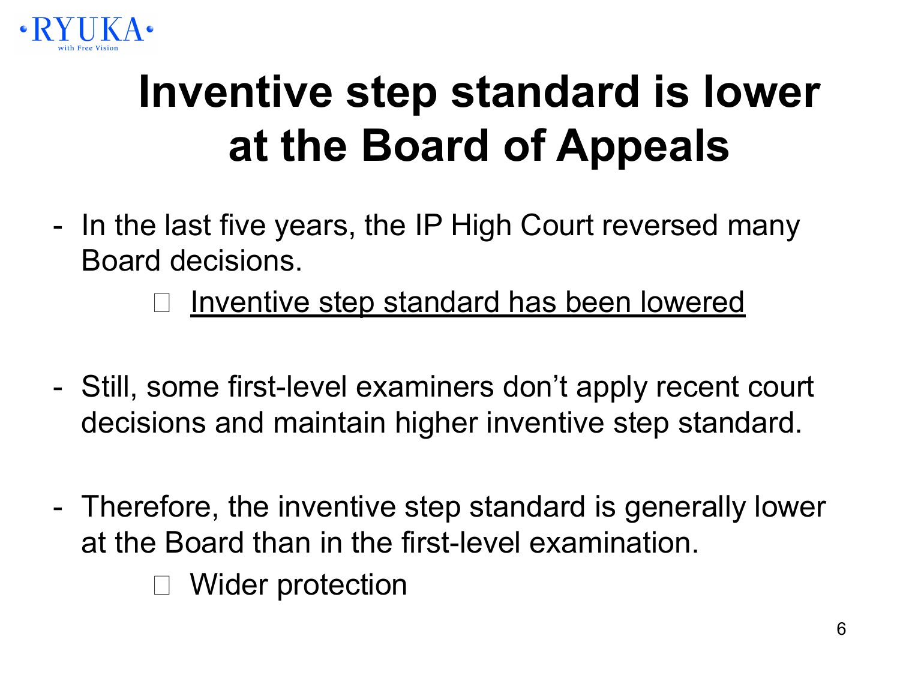# Inventive step standard is lower at the Board of Appeals

- In the last five years, the IP High Court reversed many Board decisions.

  □ Inventive step standard has been lowered

- Still, some first-level examiners don't apply recent court decisions and maintain higher inventive step standard.

- Therefore, the inventive step standard is generally lower at the Board than in the first-level examination.

  □ Wider protection